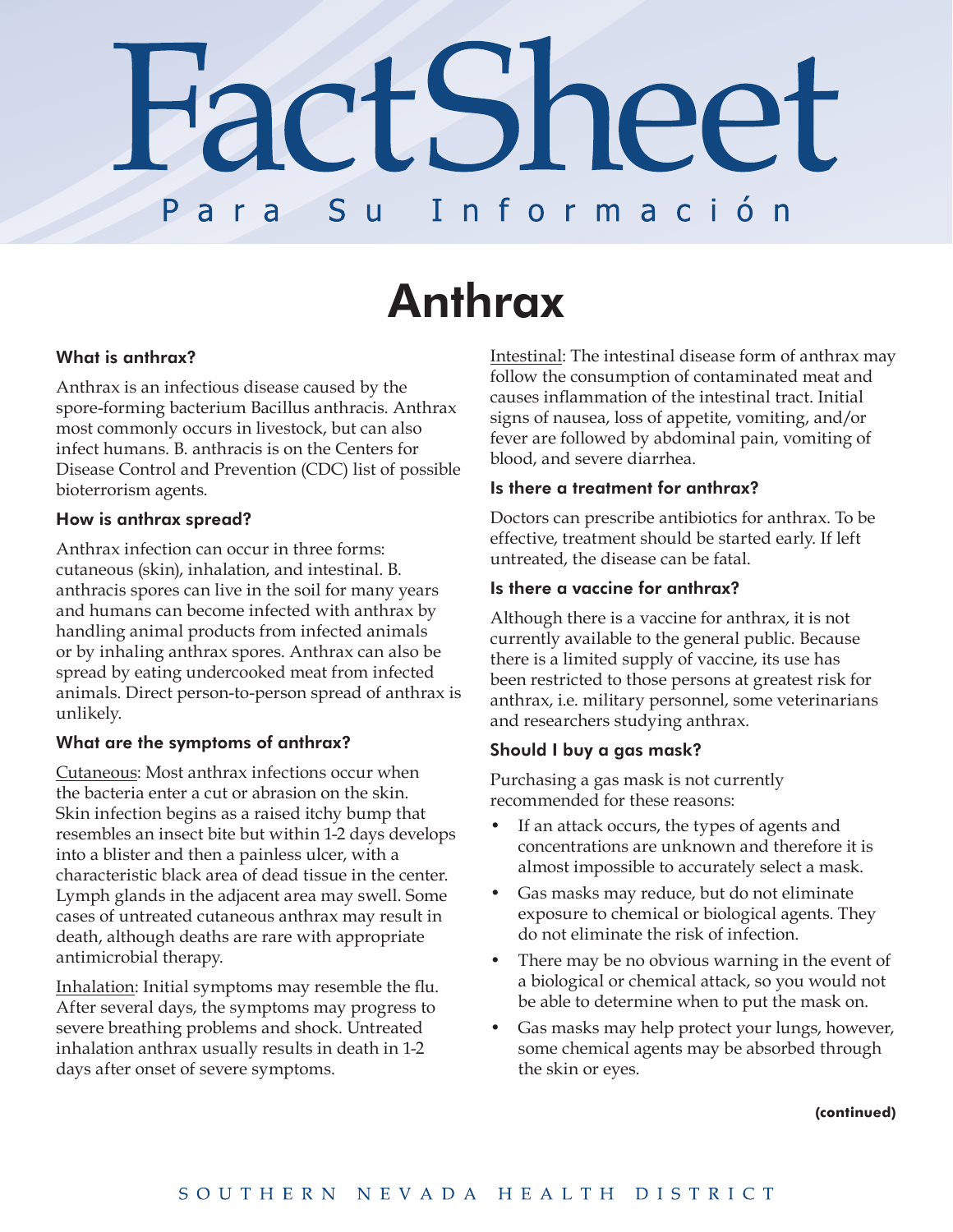# FactSheet

Para Su Información

## Anthrax

### What is anthrax?

Anthrax is an infectious disease caused by the spore-forming bacterium Bacillus anthracis. Anthrax most commonly occurs in livestock, but can also infect humans. B. anthracis is on the Centers for Disease Control and Prevention (CDC) list of possible bioterrorism agents.

### How is anthrax spread?

Anthrax infection can occur in three forms: cutaneous (skin), inhalation, and intestinal. B. anthracis spores can live in the soil for many years and humans can become infected with anthrax by handling animal products from infected animals or by inhaling anthrax spores. Anthrax can also be spread by eating undercooked meat from infected animals. Direct person-to-person spread of anthrax is unlikely.

### What are the symptoms of anthrax?

<u>Cutaneous</u>: Most anthrax infections occur when the bacteria enter a cut or abrasion on the skin. Skin infection begins as a raised itchy bump that resembles an insect bite but within 1-2 days develops into a blister and then a painless ulcer, with a characteristic black area of dead tissue in the center. Lymph glands in the adjacent area may swell. Some cases of untreated cutaneous anthrax may result in death, although deaths are rare with appropriate antimicrobial therapy.

<u>Inhalation</u>: Initial symptoms may resemble the flu. After several days, the symptoms may progress to severe breathing problems and shock. Untreated inhalation anthrax usually results in death in 1-2 days after onset of severe symptoms.

<u>Intestinal</u>: The intestinal disease form of anthrax may follow the consumption of contaminated meat and causes inflammation of the intestinal tract. Initial signs of nausea, loss of appetite, vomiting, and/or fever are followed by abdominal pain, vomiting of blood, and severe diarrhea.

### Is there a treatment for anthrax?

Doctors can prescribe antibiotics for anthrax. To be effective, treatment should be started early. If left untreated, the disease can be fatal.

### Is there a vaccine for anthrax?

Although there is a vaccine for anthrax, it is not currently available to the general public. Because there is a limited supply of vaccine, its use has been restricted to those persons at greatest risk for anthrax, i.e. military personnel, some veterinarians and researchers studying anthrax.

### Should I buy a gas mask?

Purchasing a gas mask is not currently recommended for these reasons:

- If an attack occurs, the types of agents and concentrations are unknown and therefore it is almost impossible to accurately select a mask.
- Gas masks may reduce, but do not eliminate exposure to chemical or biological agents. They do not eliminate the risk of infection.
- There may be no obvious warning in the event of a biological or chemical attack, so you would not be able to determine when to put the mask on.
- Gas masks may help protect your lungs, however, some chemical agents may be absorbed through the skin or eyes.

**(continued)**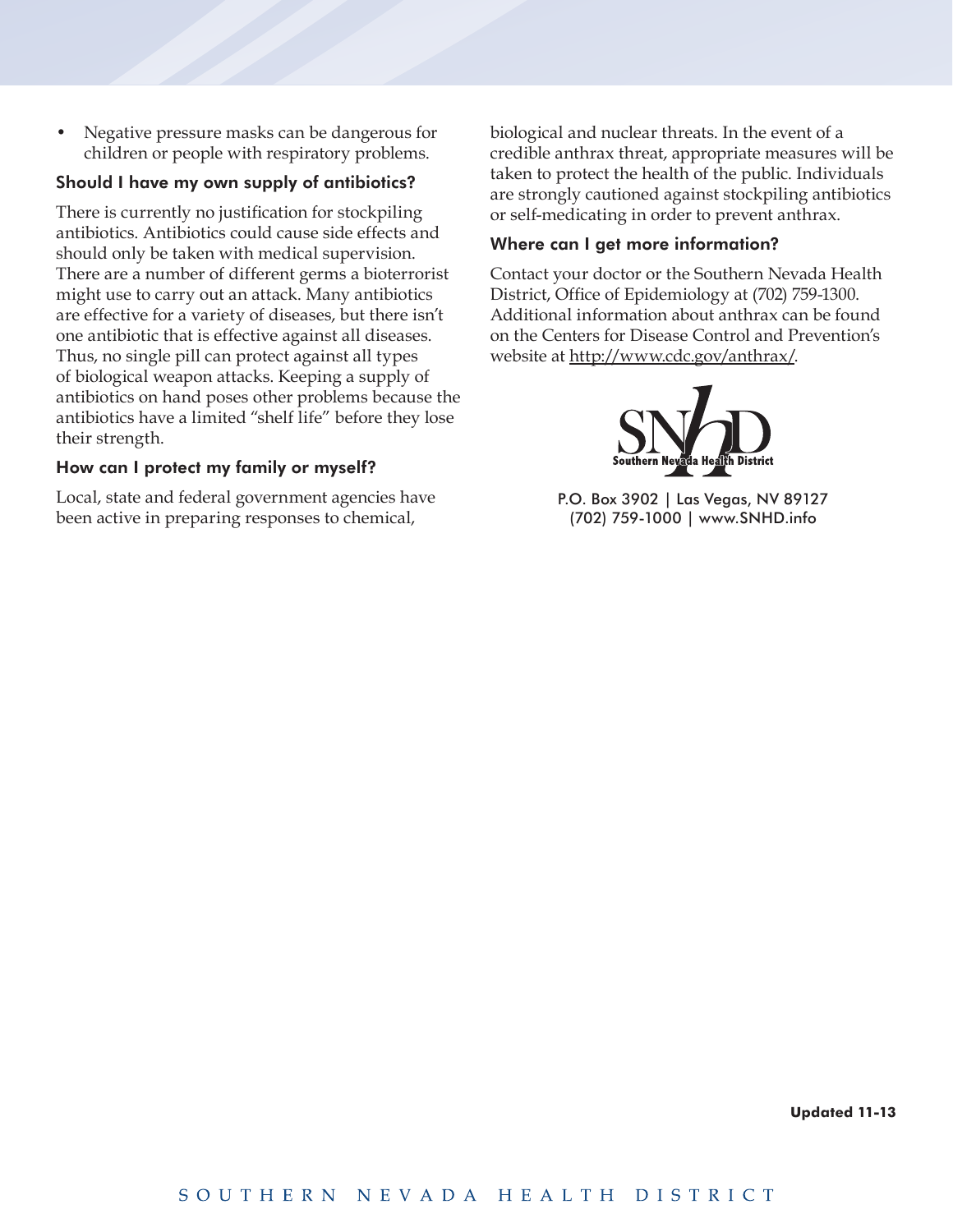- Negative pressure masks can be dangerous for children or people with respiratory problems.

### Should I have my own supply of antibiotics?

There is currently no justification for stockpiling antibiotics. Antibiotics could cause side effects and should only be taken with medical supervision. There are a number of different germs a bioterrorist might use to carry out an attack. Many antibiotics are effective for a variety of diseases, but there isn't one antibiotic that is effective against all diseases. Thus, no single pill can protect against all types of biological weapon attacks. Keeping a supply of antibiotics on hand poses other problems because the antibiotics have a limited "shelf life" before they lose their strength.

### How can I protect my family or myself?

Local, state and federal government agencies have been active in preparing responses to chemical, biological and nuclear threats. In the event of a credible anthrax threat, appropriate measures will be taken to protect the health of the public. Individuals are strongly cautioned against stockpiling antibiotics or self-medicating in order to prevent anthrax.

### Where can I get more information?

Contact your doctor or the Southern Nevada Health District, Office of Epidemiology at (702) 759-1300. Additional information about anthrax can be found on the Centers for Disease Control and Prevention's website at http://www.cdc.gov/anthrax/.

SNHD
Southern Nevada Health District

P.O. Box 3902 | Las Vegas, NV 89127
(702) 759-1000 | www.SNHD.info

**Updated 11-13**